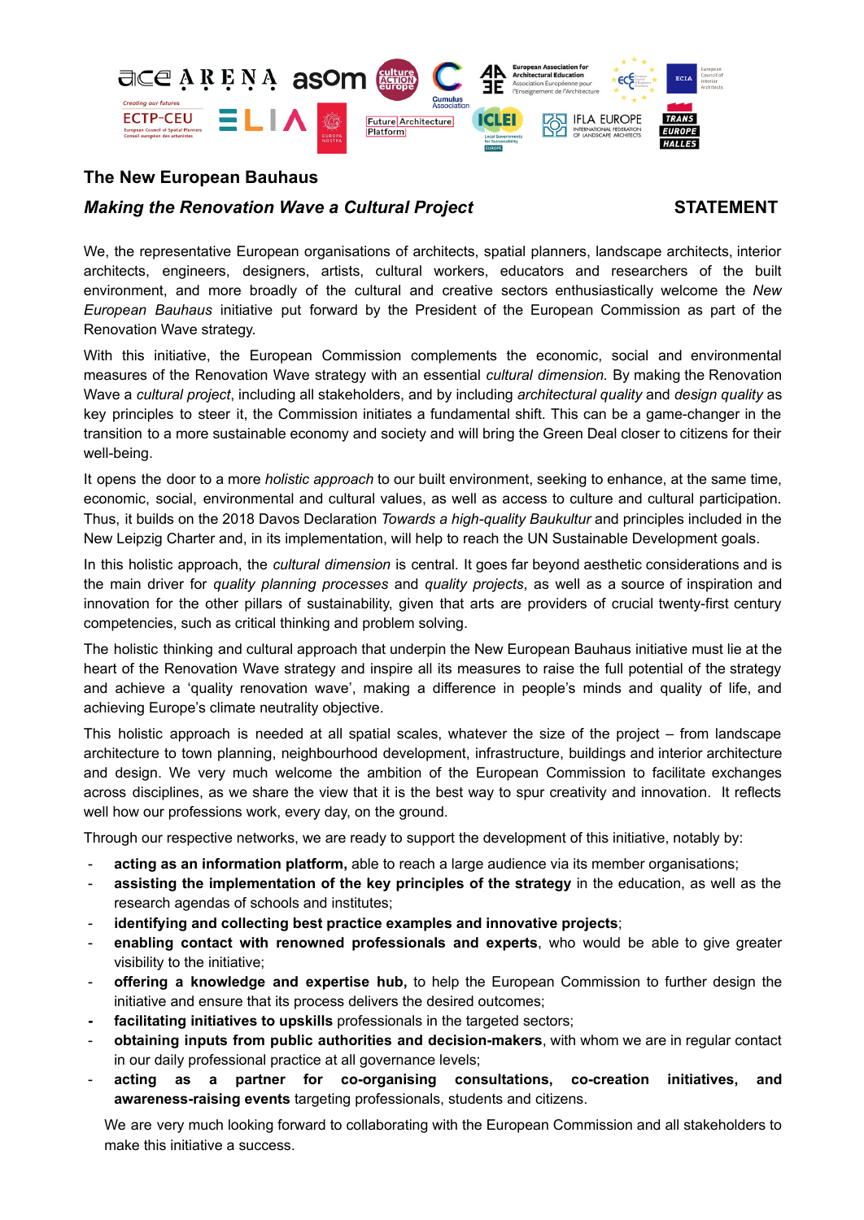## The New European Bauhaus

### *Making the Renovation Wave a Cultural Project*

**STATEMENT**

We, the representative European organisations of architects, spatial planners, landscape architects, interior architects, engineers, designers, artists, cultural workers, educators and researchers of the built environment, and more broadly of the cultural and creative sectors enthusiastically welcome the *New European Bauhaus* initiative put forward by the President of the European Commission as part of the Renovation Wave strategy.

With this initiative, the European Commission complements the economic, social and environmental measures of the Renovation Wave strategy with an essential *cultural dimension.* By making the Renovation Wave a *cultural project*, including all stakeholders, and by including *architectural quality* and *design quality* as key principles to steer it, the Commission initiates a fundamental shift. This can be a game-changer in the transition to a more sustainable economy and society and will bring the Green Deal closer to citizens for their well-being.

It opens the door to a more *holistic approach* to our built environment, seeking to enhance, at the same time, economic, social, environmental and cultural values, as well as access to culture and cultural participation. Thus, it builds on the 2018 Davos Declaration *Towards a high-quality Baukultur* and principles included in the New Leipzig Charter and, in its implementation, will help to reach the UN Sustainable Development goals.

In this holistic approach, the *cultural dimension* is central. It goes far beyond aesthetic considerations and is the main driver for *quality planning processes* and *quality projects*, as well as a source of inspiration and innovation for the other pillars of sustainability, given that arts are providers of crucial twenty-first century competencies, such as critical thinking and problem solving.

The holistic thinking and cultural approach that underpin the New European Bauhaus initiative must lie at the heart of the Renovation Wave strategy and inspire all its measures to raise the full potential of the strategy and achieve a 'quality renovation wave', making a difference in people's minds and quality of life, and achieving Europe's climate neutrality objective.

This holistic approach is needed at all spatial scales, whatever the size of the project – from landscape architecture to town planning, neighbourhood development, infrastructure, buildings and interior architecture and design. We very much welcome the ambition of the European Commission to facilitate exchanges across disciplines, as we share the view that it is the best way to spur creativity and innovation. It reflects well how our professions work, every day, on the ground.

Through our respective networks, we are ready to support the development of this initiative, notably by:

- **acting as an information platform,** able to reach a large audience via its member organisations;
- **assisting the implementation of the key principles of the strategy** in the education, as well as the research agendas of schools and institutes;
- **identifying and collecting best practice examples and innovative projects**;
- **enabling contact with renowned professionals and experts**, who would be able to give greater visibility to the initiative;
- **offering a knowledge and expertise hub,** to help the European Commission to further design the initiative and ensure that its process delivers the desired outcomes;
- **facilitating initiatives to upskills** professionals in the targeted sectors;
- **obtaining inputs from public authorities and decision-makers**, with whom we are in regular contact in our daily professional practice at all governance levels;
- **acting as a partner for co-organising consultations, co-creation initiatives, and awareness-raising events** targeting professionals, students and citizens.

We are very much looking forward to collaborating with the European Commission and all stakeholders to make this initiative a success.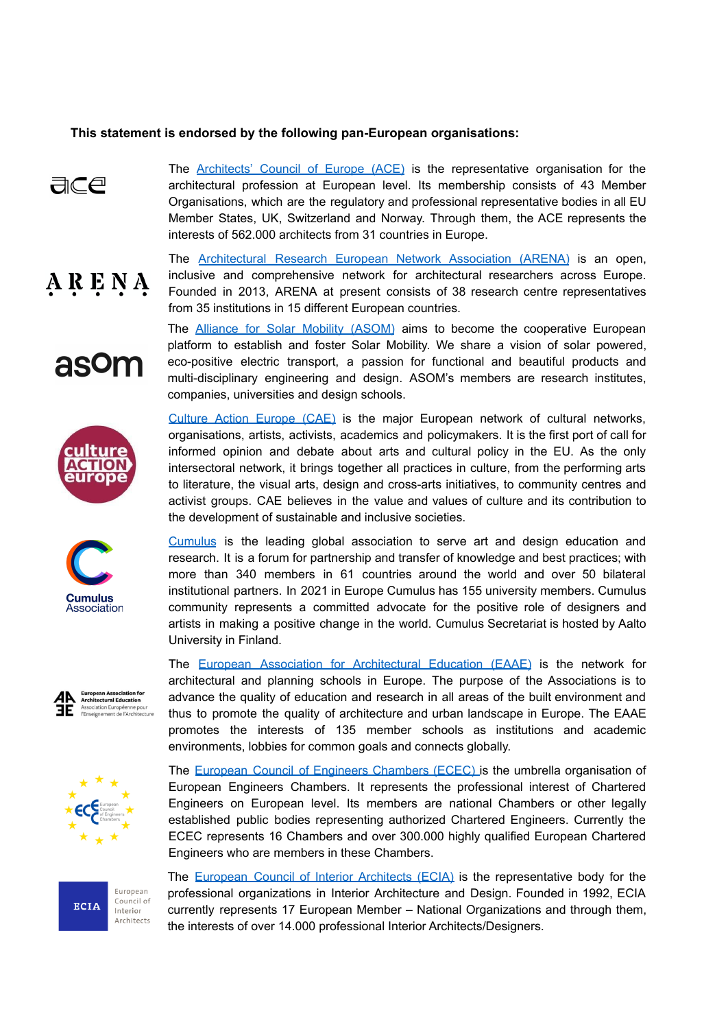**This statement is endorsed by the following pan-European organisations:**

The Architects' Council of Europe (ACE) is the representative organisation for the architectural profession at European level. Its membership consists of 43 Member Organisations, which are the regulatory and professional representative bodies in all EU Member States, UK, Switzerland and Norway. Through them, the ACE represents the interests of 562.000 architects from 31 countries in Europe.

The Architectural Research European Network Association (ARENA) is an open, inclusive and comprehensive network for architectural researchers across Europe. Founded in 2013, ARENA at present consists of 38 research centre representatives from 35 institutions in 15 different European countries.

The Alliance for Solar Mobility (ASOM) aims to become the cooperative European platform to establish and foster Solar Mobility. We share a vision of solar powered, eco-positive electric transport, a passion for functional and beautiful products and multi-disciplinary engineering and design. ASOM's members are research institutes, companies, universities and design schools.

Culture Action Europe (CAE) is the major European network of cultural networks, organisations, artists, activists, academics and policymakers. It is the first port of call for informed opinion and debate about arts and cultural policy in the EU. As the only intersectoral network, it brings together all practices in culture, from the performing arts to literature, the visual arts, design and cross-arts initiatives, to community centres and activist groups. CAE believes in the value and values of culture and its contribution to the development of sustainable and inclusive societies.

Cumulus is the leading global association to serve art and design education and research. It is a forum for partnership and transfer of knowledge and best practices; with more than 340 members in 61 countries around the world and over 50 bilateral institutional partners. In 2021 in Europe Cumulus has 155 university members. Cumulus community represents a committed advocate for the positive role of designers and artists in making a positive change in the world. Cumulus Secretariat is hosted by Aalto University in Finland.

The European Association for Architectural Education (EAAE) is the network for architectural and planning schools in Europe. The purpose of the Associations is to advance the quality of education and research in all areas of the built environment and thus to promote the quality of architecture and urban landscape in Europe. The EAAE promotes the interests of 135 member schools as institutions and academic environments, lobbies for common goals and connects globally.

The European Council of Engineers Chambers (ECEC) is the umbrella organisation of European Engineers Chambers. It represents the professional interest of Chartered Engineers on European level. Its members are national Chambers or other legally established public bodies representing authorized Chartered Engineers. Currently the ECEC represents 16 Chambers and over 300.000 highly qualified European Chartered Engineers who are members in these Chambers.

The European Council of Interior Architects (ECIA) is the representative body for the professional organizations in Interior Architecture and Design. Founded in 1992, ECIA currently represents 17 European Member – National Organizations and through them, the interests of over 14.000 professional Interior Architects/Designers.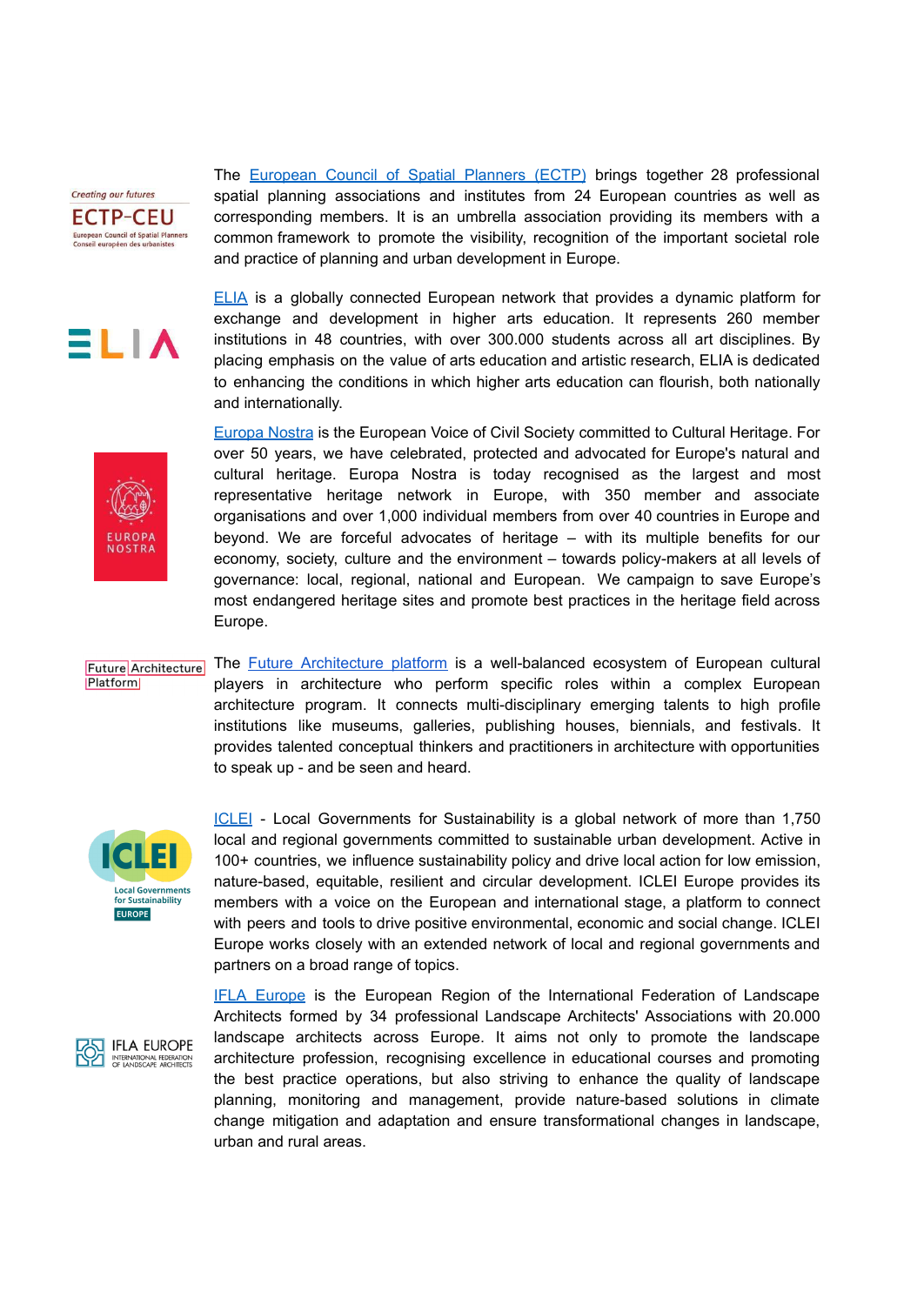The European Council of Spatial Planners (ECTP) brings together 28 professional spatial planning associations and institutes from 24 European countries as well as corresponding members. It is an umbrella association providing its members with a common framework to promote the visibility, recognition of the important societal role and practice of planning and urban development in Europe.

ELIA is a globally connected European network that provides a dynamic platform for exchange and development in higher arts education. It represents 260 member institutions in 48 countries, with over 300.000 students across all art disciplines. By placing emphasis on the value of arts education and artistic research, ELIA is dedicated to enhancing the conditions in which higher arts education can flourish, both nationally and internationally.

Europa Nostra is the European Voice of Civil Society committed to Cultural Heritage. For over 50 years, we have celebrated, protected and advocated for Europe's natural and cultural heritage. Europa Nostra is today recognised as the largest and most representative heritage network in Europe, with 350 member and associate organisations and over 1,000 individual members from over 40 countries in Europe and beyond. We are forceful advocates of heritage – with its multiple benefits for our economy, society, culture and the environment – towards policy-makers at all levels of governance: local, regional, national and European. We campaign to save Europe's most endangered heritage sites and promote best practices in the heritage field across Europe.

The Future Architecture platform is a well-balanced ecosystem of European cultural players in architecture who perform specific roles within a complex European architecture program. It connects multi-disciplinary emerging talents to high profile institutions like museums, galleries, publishing houses, biennials, and festivals. It provides talented conceptual thinkers and practitioners in architecture with opportunities to speak up - and be seen and heard.

ICLEI - Local Governments for Sustainability is a global network of more than 1,750 local and regional governments committed to sustainable urban development. Active in 100+ countries, we influence sustainability policy and drive local action for low emission, nature-based, equitable, resilient and circular development. ICLEI Europe provides its members with a voice on the European and international stage, a platform to connect with peers and tools to drive positive environmental, economic and social change. ICLEI Europe works closely with an extended network of local and regional governments and partners on a broad range of topics.

IFLA Europe is the European Region of the International Federation of Landscape Architects formed by 34 professional Landscape Architects' Associations with 20.000 landscape architects across Europe. It aims not only to promote the landscape architecture profession, recognising excellence in educational courses and promoting the best practice operations, but also striving to enhance the quality of landscape planning, monitoring and management, provide nature-based solutions in climate change mitigation and adaptation and ensure transformational changes in landscape, urban and rural areas.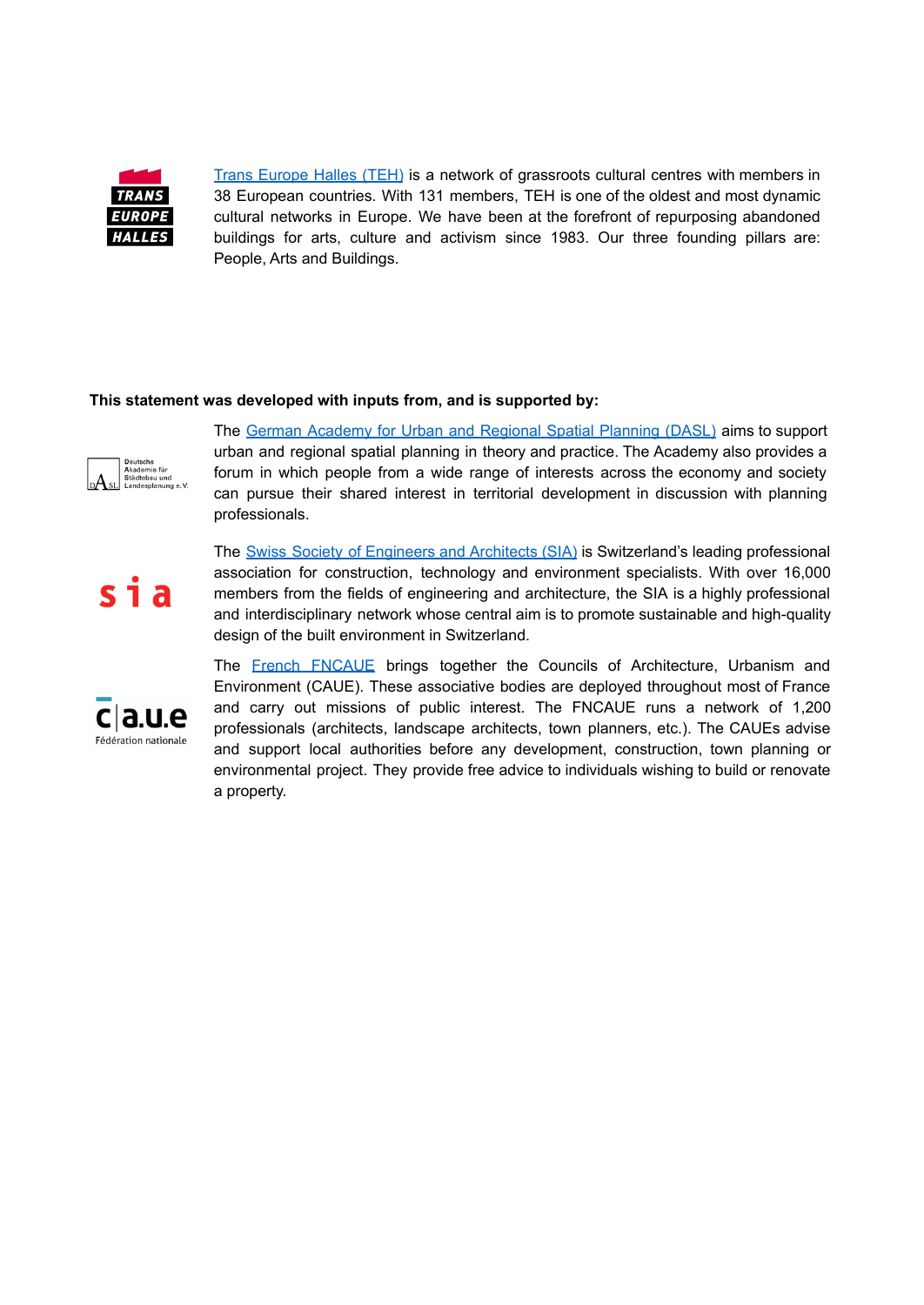Trans Europe Halles (TEH) is a network of grassroots cultural centres with members in 38 European countries. With 131 members, TEH is one of the oldest and most dynamic cultural networks in Europe. We have been at the forefront of repurposing abandoned buildings for arts, culture and activism since 1983. Our three founding pillars are: People, Arts and Buildings.

**This statement was developed with inputs from, and is supported by:**

The German Academy for Urban and Regional Spatial Planning (DASL) aims to support urban and regional spatial planning in theory and practice. The Academy also provides a forum in which people from a wide range of interests across the economy and society can pursue their shared interest in territorial development in discussion with planning professionals.

The Swiss Society of Engineers and Architects (SIA) is Switzerland's leading professional association for construction, technology and environment specialists. With over 16,000 members from the fields of engineering and architecture, the SIA is a highly professional and interdisciplinary network whose central aim is to promote sustainable and high-quality design of the built environment in Switzerland.

The French FNCAUE brings together the Councils of Architecture, Urbanism and Environment (CAUE). These associative bodies are deployed throughout most of France and carry out missions of public interest. The FNCAUE runs a network of 1,200 professionals (architects, landscape architects, town planners, etc.). The CAUEs advise and support local authorities before any development, construction, town planning or environmental project. They provide free advice to individuals wishing to build or renovate a property.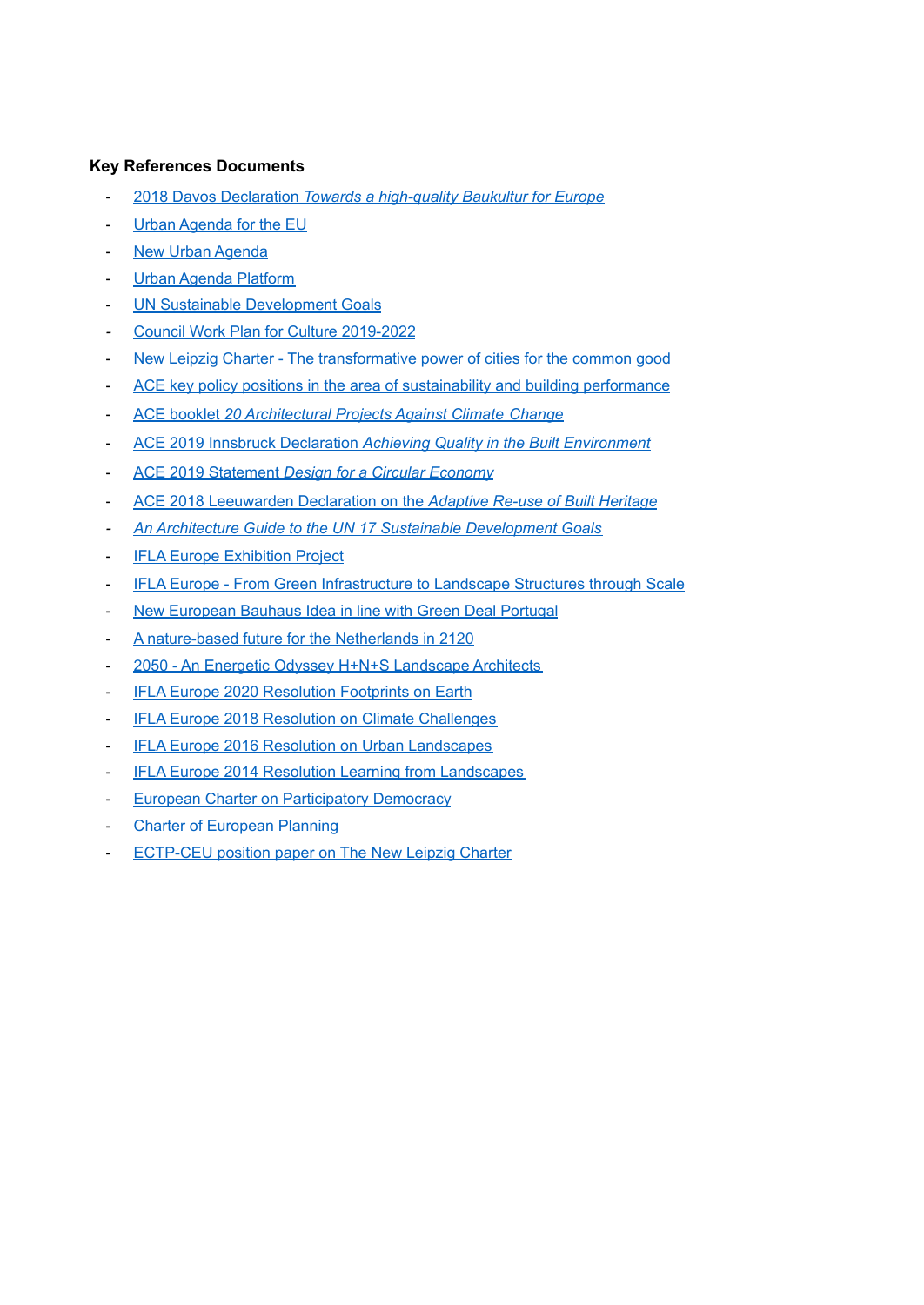**Key References Documents**

- 2018 Davos Declaration *Towards a high-quality Baukultur for Europe*
- Urban Agenda for the EU
- New Urban Agenda
- Urban Agenda Platform
- UN Sustainable Development Goals
- Council Work Plan for Culture 2019-2022
- New Leipzig Charter - The transformative power of cities for the common good
- ACE key policy positions in the area of sustainability and building performance
- ACE booklet *20 Architectural Projects Against Climate Change*
- ACE 2019 Innsbruck Declaration *Achieving Quality in the Built Environment*
- ACE 2019 Statement *Design for a Circular Economy*
- ACE 2018 Leeuwarden Declaration on the *Adaptive Re-use of Built Heritage*
- *An Architecture Guide to the UN 17 Sustainable Development Goals*
- IFLA Europe Exhibition Project
- IFLA Europe - From Green Infrastructure to Landscape Structures through Scale
- New European Bauhaus Idea in line with Green Deal Portugal
- A nature-based future for the Netherlands in 2120
- 2050 - An Energetic Odyssey H+N+S Landscape Architects
- IFLA Europe 2020 Resolution Footprints on Earth
- IFLA Europe 2018 Resolution on Climate Challenges
- IFLA Europe 2016 Resolution on Urban Landscapes
- IFLA Europe 2014 Resolution Learning from Landscapes
- European Charter on Participatory Democracy
- Charter of European Planning
- ECTP-CEU position paper on The New Leipzig Charter